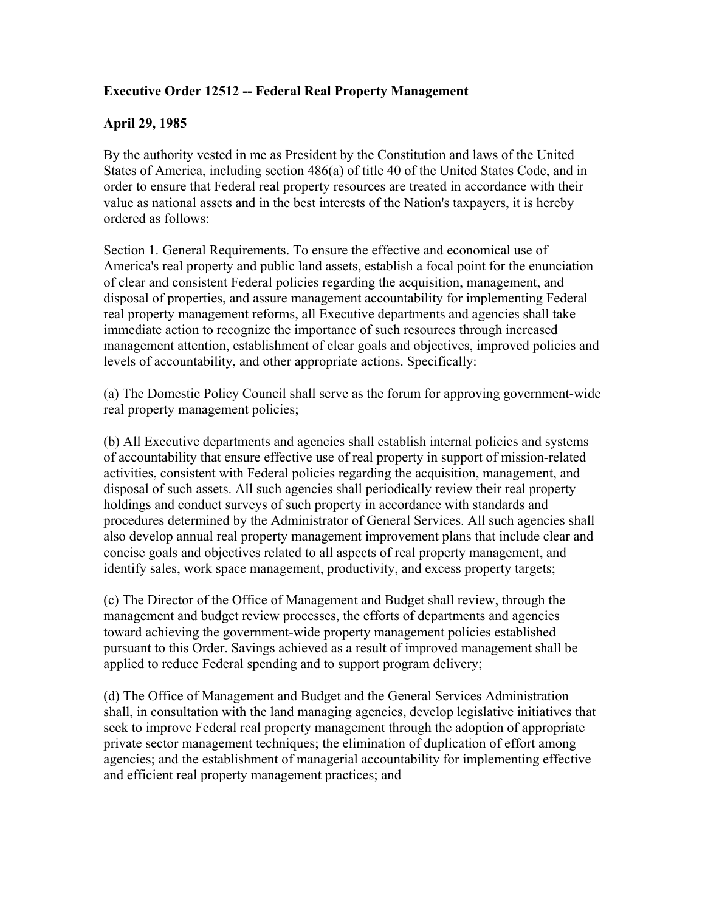**Executive Order 12512 -- Federal Real Property Management**

**April 29, 1985**

By the authority vested in me as President by the Constitution and laws of the United States of America, including section 486(a) of title 40 of the United States Code, and in order to ensure that Federal real property resources are treated in accordance with their value as national assets and in the best interests of the Nation's taxpayers, it is hereby ordered as follows:

Section 1. General Requirements. To ensure the effective and economical use of America's real property and public land assets, establish a focal point for the enunciation of clear and consistent Federal policies regarding the acquisition, management, and disposal of properties, and assure management accountability for implementing Federal real property management reforms, all Executive departments and agencies shall take immediate action to recognize the importance of such resources through increased management attention, establishment of clear goals and objectives, improved policies and levels of accountability, and other appropriate actions. Specifically:

(a) The Domestic Policy Council shall serve as the forum for approving government-wide real property management policies;

(b) All Executive departments and agencies shall establish internal policies and systems of accountability that ensure effective use of real property in support of mission-related activities, consistent with Federal policies regarding the acquisition, management, and disposal of such assets. All such agencies shall periodically review their real property holdings and conduct surveys of such property in accordance with standards and procedures determined by the Administrator of General Services. All such agencies shall also develop annual real property management improvement plans that include clear and concise goals and objectives related to all aspects of real property management, and identify sales, work space management, productivity, and excess property targets;

(c) The Director of the Office of Management and Budget shall review, through the management and budget review processes, the efforts of departments and agencies toward achieving the government-wide property management policies established pursuant to this Order. Savings achieved as a result of improved management shall be applied to reduce Federal spending and to support program delivery;

(d) The Office of Management and Budget and the General Services Administration shall, in consultation with the land managing agencies, develop legislative initiatives that seek to improve Federal real property management through the adoption of appropriate private sector management techniques; the elimination of duplication of effort among agencies; and the establishment of managerial accountability for implementing effective and efficient real property management practices; and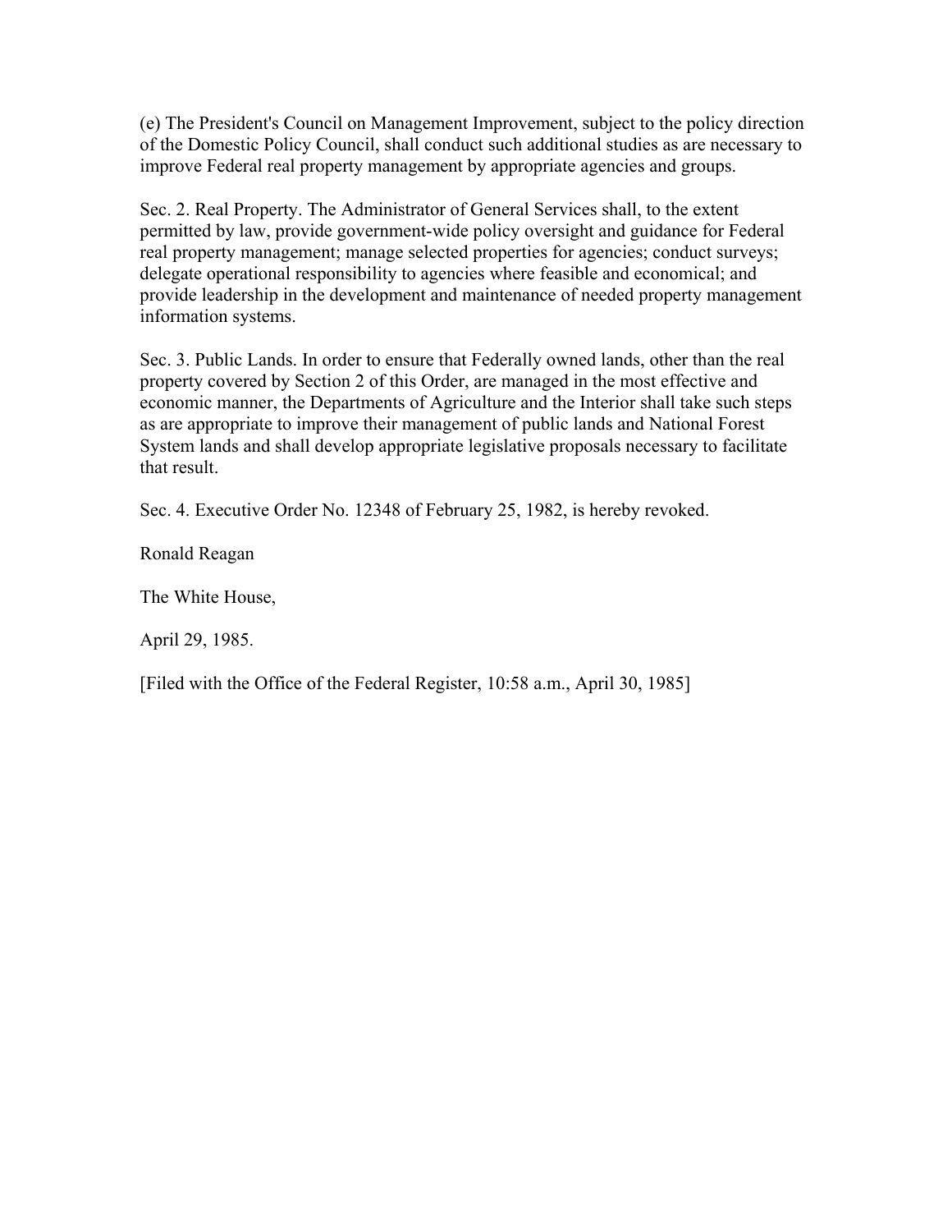(e) The President's Council on Management Improvement, subject to the policy direction of the Domestic Policy Council, shall conduct such additional studies as are necessary to improve Federal real property management by appropriate agencies and groups.

Sec. 2. Real Property. The Administrator of General Services shall, to the extent permitted by law, provide government-wide policy oversight and guidance for Federal real property management; manage selected properties for agencies; conduct surveys; delegate operational responsibility to agencies where feasible and economical; and provide leadership in the development and maintenance of needed property management information systems.

Sec. 3. Public Lands. In order to ensure that Federally owned lands, other than the real property covered by Section 2 of this Order, are managed in the most effective and economic manner, the Departments of Agriculture and the Interior shall take such steps as are appropriate to improve their management of public lands and National Forest System lands and shall develop appropriate legislative proposals necessary to facilitate that result.

Sec. 4. Executive Order No. 12348 of February 25, 1982, is hereby revoked.

Ronald Reagan

The White House,

April 29, 1985.

[Filed with the Office of the Federal Register, 10:58 a.m., April 30, 1985]